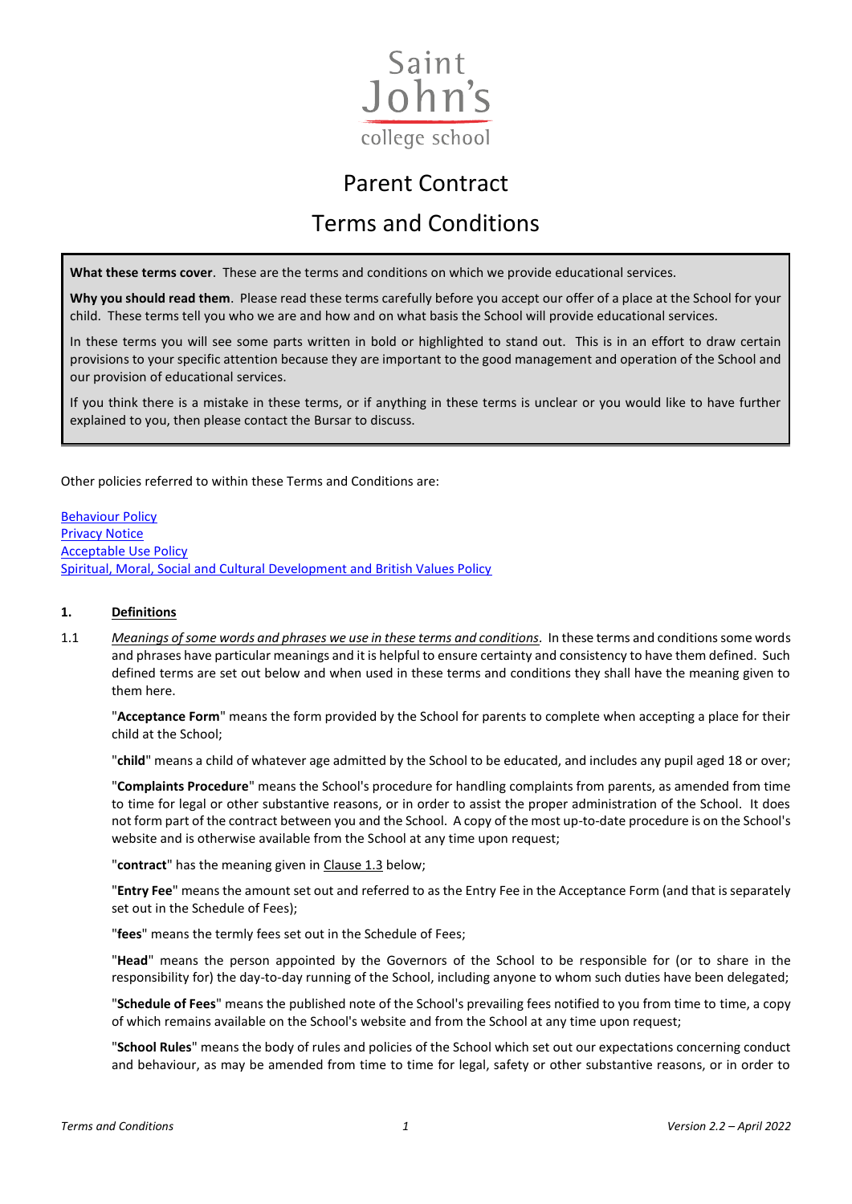Saint John's college school

# Parent Contract

# Terms and Conditions

> **What these terms cover**. These are the terms and conditions on which we provide educational services.
>
> **Why you should read them**. Please read these terms carefully before you accept our offer of a place at the School for your child. These terms tell you who we are and how and on what basis the School will provide educational services.
>
> In these terms you will see some parts written in bold or highlighted to stand out. This is in an effort to draw certain provisions to your specific attention because they are important to the good management and operation of the School and our provision of educational services.
>
> If you think there is a mistake in these terms, or if anything in these terms is unclear or you would like to have further explained to you, then please contact the Bursar to discuss.

Other policies referred to within these Terms and Conditions are:

Behaviour Policy
Privacy Notice
Acceptable Use Policy
Spiritual, Moral, Social and Cultural Development and British Values Policy

## 1. Definitions

1.1 *Meanings of some words and phrases we use in these terms and conditions*. In these terms and conditions some words and phrases have particular meanings and it is helpful to ensure certainty and consistency to have them defined. Such defined terms are set out below and when used in these terms and conditions they shall have the meaning given to them here.

"**Acceptance Form**" means the form provided by the School for parents to complete when accepting a place for their child at the School;

"**child**" means a child of whatever age admitted by the School to be educated, and includes any pupil aged 18 or over;

"**Complaints Procedure**" means the School's procedure for handling complaints from parents, as amended from time to time for legal or other substantive reasons, or in order to assist the proper administration of the School. It does not form part of the contract between you and the School. A copy of the most up-to-date procedure is on the School's website and is otherwise available from the School at any time upon request;

"**contract**" has the meaning given in Clause 1.3 below;

"**Entry Fee**" means the amount set out and referred to as the Entry Fee in the Acceptance Form (and that is separately set out in the Schedule of Fees);

"**fees**" means the termly fees set out in the Schedule of Fees;

"**Head**" means the person appointed by the Governors of the School to be responsible for (or to share in the responsibility for) the day-to-day running of the School, including anyone to whom such duties have been delegated;

"**Schedule of Fees**" means the published note of the School's prevailing fees notified to you from time to time, a copy of which remains available on the School's website and from the School at any time upon request;

"**School Rules**" means the body of rules and policies of the School which set out our expectations concerning conduct and behaviour, as may be amended from time to time for legal, safety or other substantive reasons, or in order to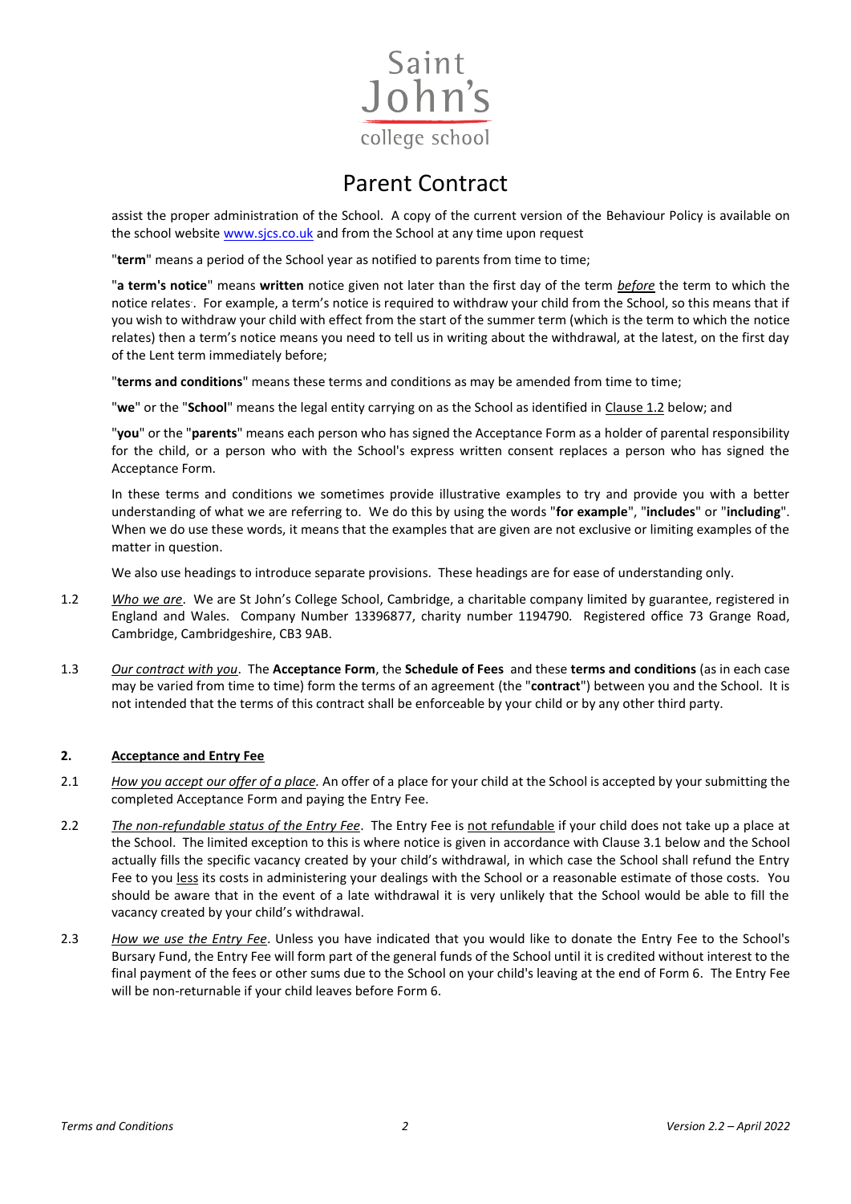assist the proper administration of the School. A copy of the current version of the Behaviour Policy is available on the school website www.sjcs.co.uk and from the School at any time upon request

"**term**" means a period of the School year as notified to parents from time to time;

"**a term's notice**" means **written** notice given not later than the first day of the term *before* the term to which the notice relates. For example, a term's notice is required to withdraw your child from the School, so this means that if you wish to withdraw your child with effect from the start of the summer term (which is the term to which the notice relates) then a term's notice means you need to tell us in writing about the withdrawal, at the latest, on the first day of the Lent term immediately before;

"**terms and conditions**" means these terms and conditions as may be amended from time to time;

"**we**" or the "**School**" means the legal entity carrying on as the School as identified in Clause 1.2 below; and

"**you**" or the "**parents**" means each person who has signed the Acceptance Form as a holder of parental responsibility for the child, or a person who with the School's express written consent replaces a person who has signed the Acceptance Form.

In these terms and conditions we sometimes provide illustrative examples to try and provide you with a better understanding of what we are referring to. We do this by using the words "**for example**", "**includes**" or "**including**". When we do use these words, it means that the examples that are given are not exclusive or limiting examples of the matter in question.

We also use headings to introduce separate provisions. These headings are for ease of understanding only.

1.2 *Who we are*. We are St John's College School, Cambridge, a charitable company limited by guarantee, registered in England and Wales. Company Number 13396877, charity number 1194790. Registered office 73 Grange Road, Cambridge, Cambridgeshire, CB3 9AB.

1.3 *Our contract with you*. The **Acceptance Form**, the **Schedule of Fees** and these **terms and conditions** (as in each case may be varied from time to time) form the terms of an agreement (the "**contract**") between you and the School. It is not intended that the terms of this contract shall be enforceable by your child or by any other third party.

## 2. Acceptance and Entry Fee

2.1 *How you accept our offer of a place.* An offer of a place for your child at the School is accepted by your submitting the completed Acceptance Form and paying the Entry Fee.

2.2 *The non-refundable status of the Entry Fee*. The Entry Fee is not refundable if your child does not take up a place at the School. The limited exception to this is where notice is given in accordance with Clause 3.1 below and the School actually fills the specific vacancy created by your child's withdrawal, in which case the School shall refund the Entry Fee to you less its costs in administering your dealings with the School or a reasonable estimate of those costs. You should be aware that in the event of a late withdrawal it is very unlikely that the School would be able to fill the vacancy created by your child's withdrawal.

2.3 *How we use the Entry Fee*. Unless you have indicated that you would like to donate the Entry Fee to the School's Bursary Fund, the Entry Fee will form part of the general funds of the School until it is credited without interest to the final payment of the fees or other sums due to the School on your child's leaving at the end of Form 6. The Entry Fee will be non-returnable if your child leaves before Form 6.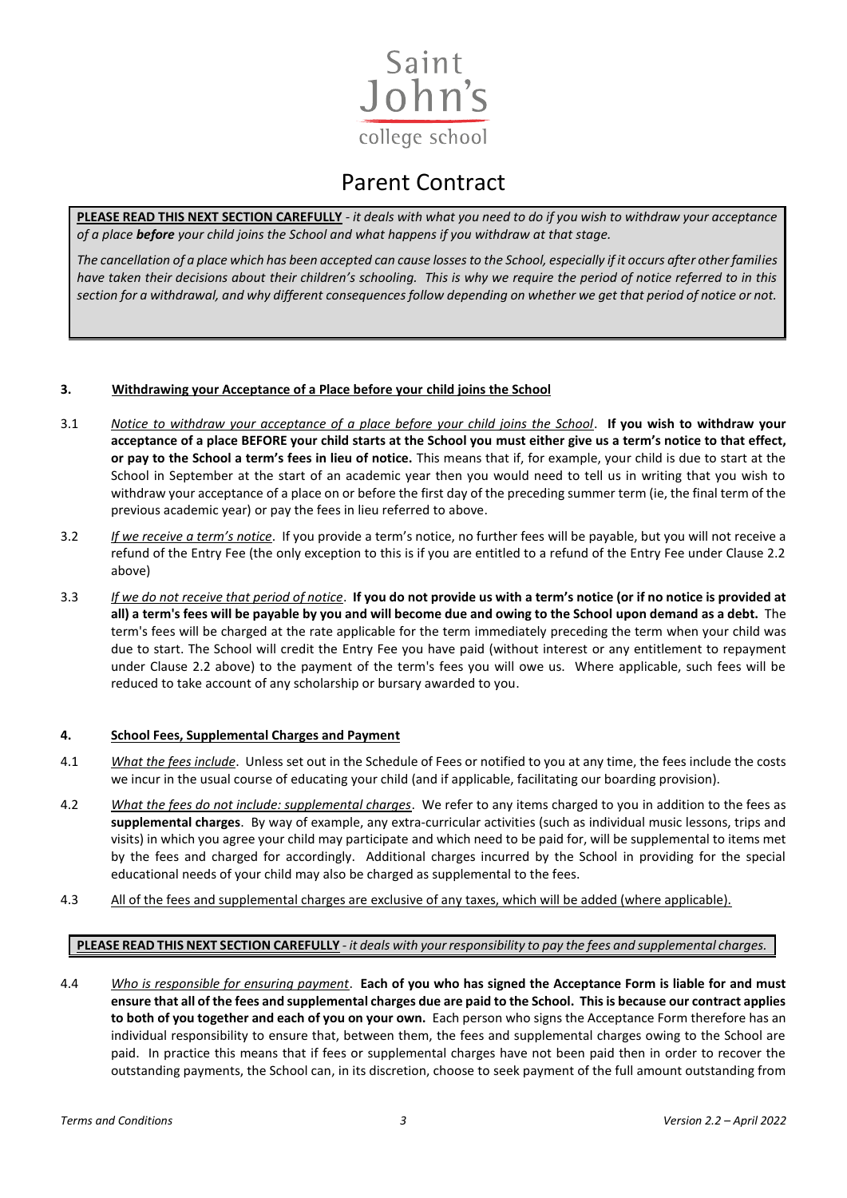Saint John's college school

# Parent Contract

**PLEASE READ THIS NEXT SECTION CAREFULLY** - *it deals with what you need to do if you wish to withdraw your acceptance of a place **before** your child joins the School and what happens if you withdraw at that stage.*

*The cancellation of a place which has been accepted can cause losses to the School, especially if it occurs after other families have taken their decisions about their children's schooling. This is why we require the period of notice referred to in this section for a withdrawal, and why different consequences follow depending on whether we get that period of notice or not.*

## 3. Withdrawing your Acceptance of a Place before your child joins the School

3.1 *Notice to withdraw your acceptance of a place before your child joins the School*. **If you wish to withdraw your acceptance of a place BEFORE your child starts at the School you must either give us a term's notice to that effect, or pay to the School a term's fees in lieu of notice.** This means that if, for example, your child is due to start at the School in September at the start of an academic year then you would need to tell us in writing that you wish to withdraw your acceptance of a place on or before the first day of the preceding summer term (ie, the final term of the previous academic year) or pay the fees in lieu referred to above.

3.2 *If we receive a term's notice*. If you provide a term's notice, no further fees will be payable, but you will not receive a refund of the Entry Fee (the only exception to this is if you are entitled to a refund of the Entry Fee under Clause 2.2 above)

3.3 *If we do not receive that period of notice*. **If you do not provide us with a term's notice (or if no notice is provided at all) a term's fees will be payable by you and will become due and owing to the School upon demand as a debt.** The term's fees will be charged at the rate applicable for the term immediately preceding the term when your child was due to start. The School will credit the Entry Fee you have paid (without interest or any entitlement to repayment under Clause 2.2 above) to the payment of the term's fees you will owe us. Where applicable, such fees will be reduced to take account of any scholarship or bursary awarded to you.

## 4. School Fees, Supplemental Charges and Payment

4.1 *What the fees include*. Unless set out in the Schedule of Fees or notified to you at any time, the fees include the costs we incur in the usual course of educating your child (and if applicable, facilitating our boarding provision).

4.2 *What the fees do not include: supplemental charges*. We refer to any items charged to you in addition to the fees as **supplemental charges**. By way of example, any extra-curricular activities (such as individual music lessons, trips and visits) in which you agree your child may participate and which need to be paid for, will be supplemental to items met by the fees and charged for accordingly. Additional charges incurred by the School in providing for the special educational needs of your child may also be charged as supplemental to the fees.

4.3 All of the fees and supplemental charges are exclusive of any taxes, which will be added (where applicable).

**PLEASE READ THIS NEXT SECTION CAREFULLY** - *it deals with your responsibility to pay the fees and supplemental charges.*

4.4 *Who is responsible for ensuring payment*. **Each of you who has signed the Acceptance Form is liable for and must ensure that all of the fees and supplemental charges due are paid to the School. This is because our contract applies to both of you together and each of you on your own.** Each person who signs the Acceptance Form therefore has an individual responsibility to ensure that, between them, the fees and supplemental charges owing to the School are paid. In practice this means that if fees or supplemental charges have not been paid then in order to recover the outstanding payments, the School can, in its discretion, choose to seek payment of the full amount outstanding from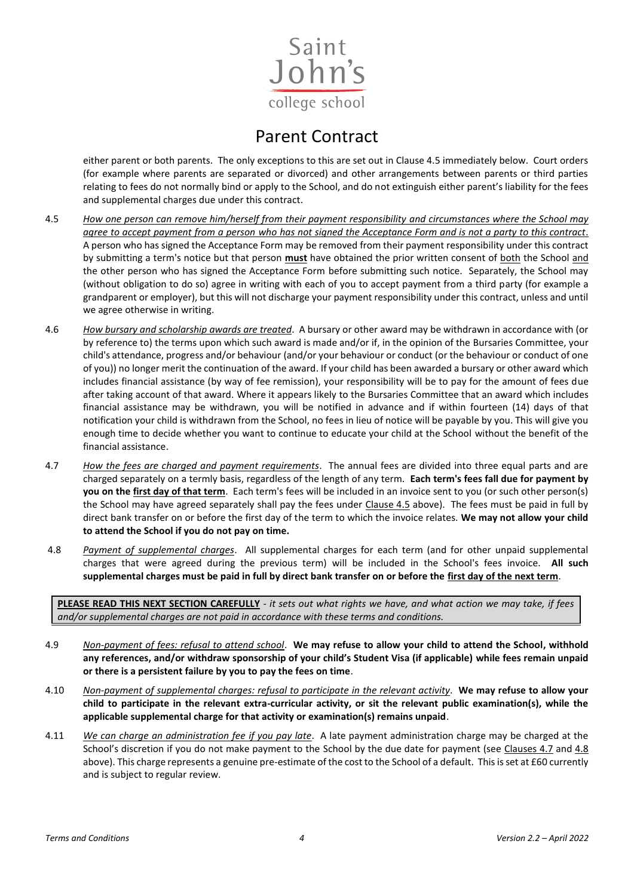either parent or both parents. The only exceptions to this are set out in Clause 4.5 immediately below. Court orders (for example where parents are separated or divorced) and other arrangements between parents or third parties relating to fees do not normally bind or apply to the School, and do not extinguish either parent's liability for the fees and supplemental charges due under this contract.

4.5 *How one person can remove him/herself from their payment responsibility and circumstances where the School may agree to accept payment from a person who has not signed the Acceptance Form and is not a party to this contract*. A person who has signed the Acceptance Form may be removed from their payment responsibility under this contract by submitting a term's notice but that person **must** have obtained the prior written consent of both the School and the other person who has signed the Acceptance Form before submitting such notice. Separately, the School may (without obligation to do so) agree in writing with each of you to accept payment from a third party (for example a grandparent or employer), but this will not discharge your payment responsibility under this contract, unless and until we agree otherwise in writing.

4.6 *How bursary and scholarship awards are treated*. A bursary or other award may be withdrawn in accordance with (or by reference to) the terms upon which such award is made and/or if, in the opinion of the Bursaries Committee, your child's attendance, progress and/or behaviour (and/or your behaviour or conduct (or the behaviour or conduct of one of you)) no longer merit the continuation of the award. If your child has been awarded a bursary or other award which includes financial assistance (by way of fee remission), your responsibility will be to pay for the amount of fees due after taking account of that award. Where it appears likely to the Bursaries Committee that an award which includes financial assistance may be withdrawn, you will be notified in advance and if within fourteen (14) days of that notification your child is withdrawn from the School, no fees in lieu of notice will be payable by you. This will give you enough time to decide whether you want to continue to educate your child at the School without the benefit of the financial assistance.

4.7 *How the fees are charged and payment requirements*. The annual fees are divided into three equal parts and are charged separately on a termly basis, regardless of the length of any term. **Each term's fees fall due for payment by you on the first day of that term**. Each term's fees will be included in an invoice sent to you (or such other person(s) the School may have agreed separately shall pay the fees under Clause 4.5 above). The fees must be paid in full by direct bank transfer on or before the first day of the term to which the invoice relates. **We may not allow your child to attend the School if you do not pay on time.**

4.8 *Payment of supplemental charges*. All supplemental charges for each term (and for other unpaid supplemental charges that were agreed during the previous term) will be included in the School's fees invoice. **All such supplemental charges must be paid in full by direct bank transfer on or before the first day of the next term**.

**PLEASE READ THIS NEXT SECTION CAREFULLY** - *it sets out what rights we have, and what action we may take, if fees and/or supplemental charges are not paid in accordance with these terms and conditions.*

4.9 *Non-payment of fees: refusal to attend school*. **We may refuse to allow your child to attend the School, withhold any references, and/or withdraw sponsorship of your child's Student Visa (if applicable) while fees remain unpaid or there is a persistent failure by you to pay the fees on time**.

4.10 *Non-payment of supplemental charges: refusal to participate in the relevant activity*. **We may refuse to allow your child to participate in the relevant extra-curricular activity, or sit the relevant public examination(s), while the applicable supplemental charge for that activity or examination(s) remains unpaid**.

4.11 *We can charge an administration fee if you pay late*. A late payment administration charge may be charged at the School's discretion if you do not make payment to the School by the due date for payment (see Clauses 4.7 and 4.8 above). This charge represents a genuine pre-estimate of the cost to the School of a default. This is set at £60 currently and is subject to regular review.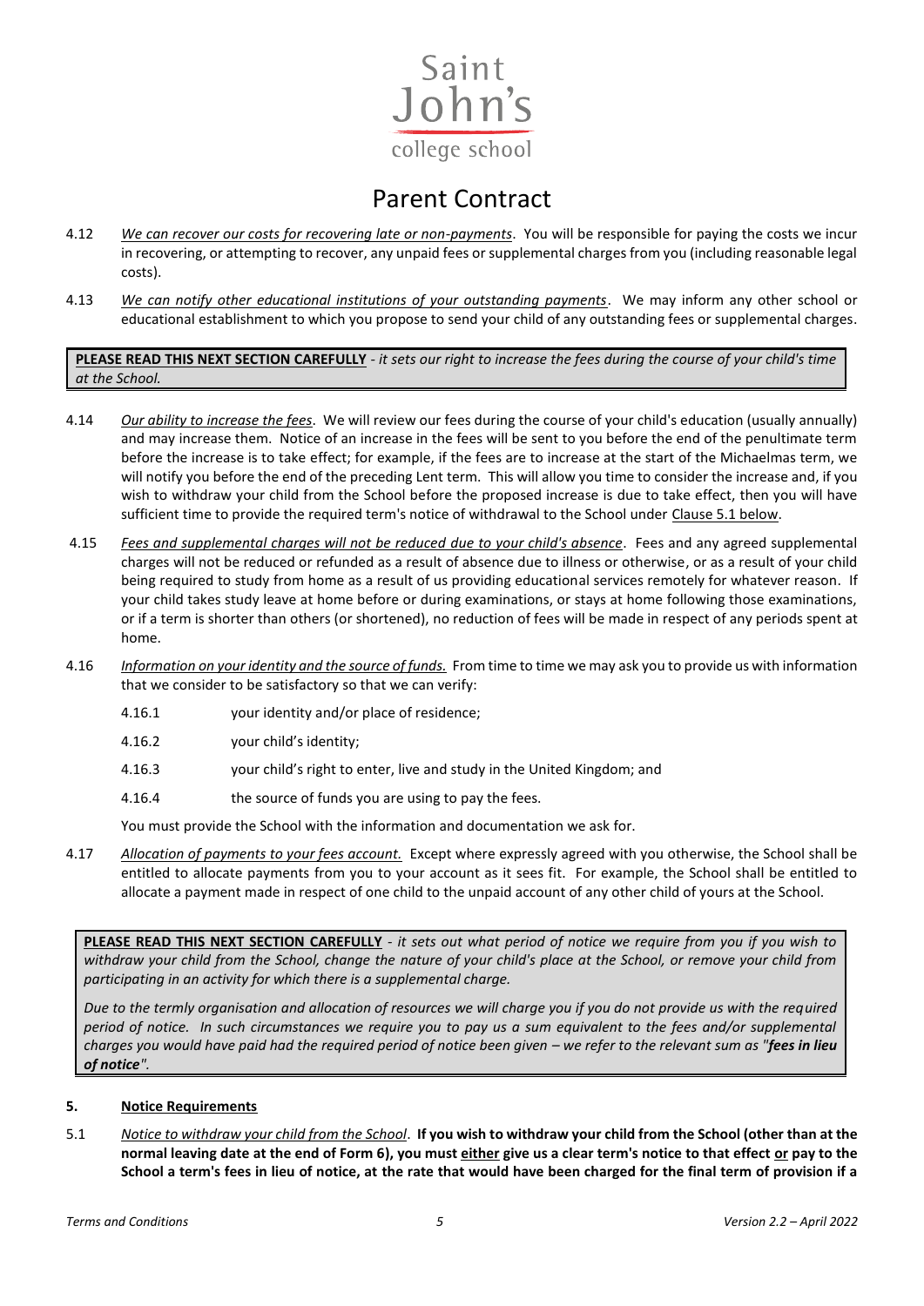# Parent Contract

4.12 *We can recover our costs for recovering late or non-payments*. You will be responsible for paying the costs we incur in recovering, or attempting to recover, any unpaid fees or supplemental charges from you (including reasonable legal costs).

4.13 *We can notify other educational institutions of your outstanding payments*. We may inform any other school or educational establishment to which you propose to send your child of any outstanding fees or supplemental charges.

> **PLEASE READ THIS NEXT SECTION CAREFULLY** - *it sets our right to increase the fees during the course of your child's time at the School.*

4.14 *Our ability to increase the fees*. We will review our fees during the course of your child's education (usually annually) and may increase them. Notice of an increase in the fees will be sent to you before the end of the penultimate term before the increase is to take effect; for example, if the fees are to increase at the start of the Michaelmas term, we will notify you before the end of the preceding Lent term. This will allow you time to consider the increase and, if you wish to withdraw your child from the School before the proposed increase is due to take effect, then you will have sufficient time to provide the required term's notice of withdrawal to the School under Clause 5.1 below.

4.15 *Fees and supplemental charges will not be reduced due to your child's absence*. Fees and any agreed supplemental charges will not be reduced or refunded as a result of absence due to illness or otherwise, or as a result of your child being required to study from home as a result of us providing educational services remotely for whatever reason. If your child takes study leave at home before or during examinations, or stays at home following those examinations, or if a term is shorter than others (or shortened), no reduction of fees will be made in respect of any periods spent at home.

4.16 *Information on your identity and the source of funds.* From time to time we may ask you to provide us with information that we consider to be satisfactory so that we can verify:

4.16.1 your identity and/or place of residence;

4.16.2 your child's identity;

4.16.3 your child's right to enter, live and study in the United Kingdom; and

4.16.4 the source of funds you are using to pay the fees.

You must provide the School with the information and documentation we ask for.

4.17 *Allocation of payments to your fees account.* Except where expressly agreed with you otherwise, the School shall be entitled to allocate payments from you to your account as it sees fit. For example, the School shall be entitled to allocate a payment made in respect of one child to the unpaid account of any other child of yours at the School.

> **PLEASE READ THIS NEXT SECTION CAREFULLY** - *it sets out what period of notice we require from you if you wish to withdraw your child from the School, change the nature of your child's place at the School, or remove your child from participating in an activity for which there is a supplemental charge.*
>
> *Due to the termly organisation and allocation of resources we will charge you if you do not provide us with the required period of notice. In such circumstances we require you to pay us a sum equivalent to the fees and/or supplemental charges you would have paid had the required period of notice been given – we refer to the relevant sum as "**fees in lieu of notice**".*

## 5. Notice Requirements

5.1 *Notice to withdraw your child from the School*. **If you wish to withdraw your child from the School (other than at the normal leaving date at the end of Form 6), you must either give us a clear term's notice to that effect or pay to the School a term's fees in lieu of notice, at the rate that would have been charged for the final term of provision if a**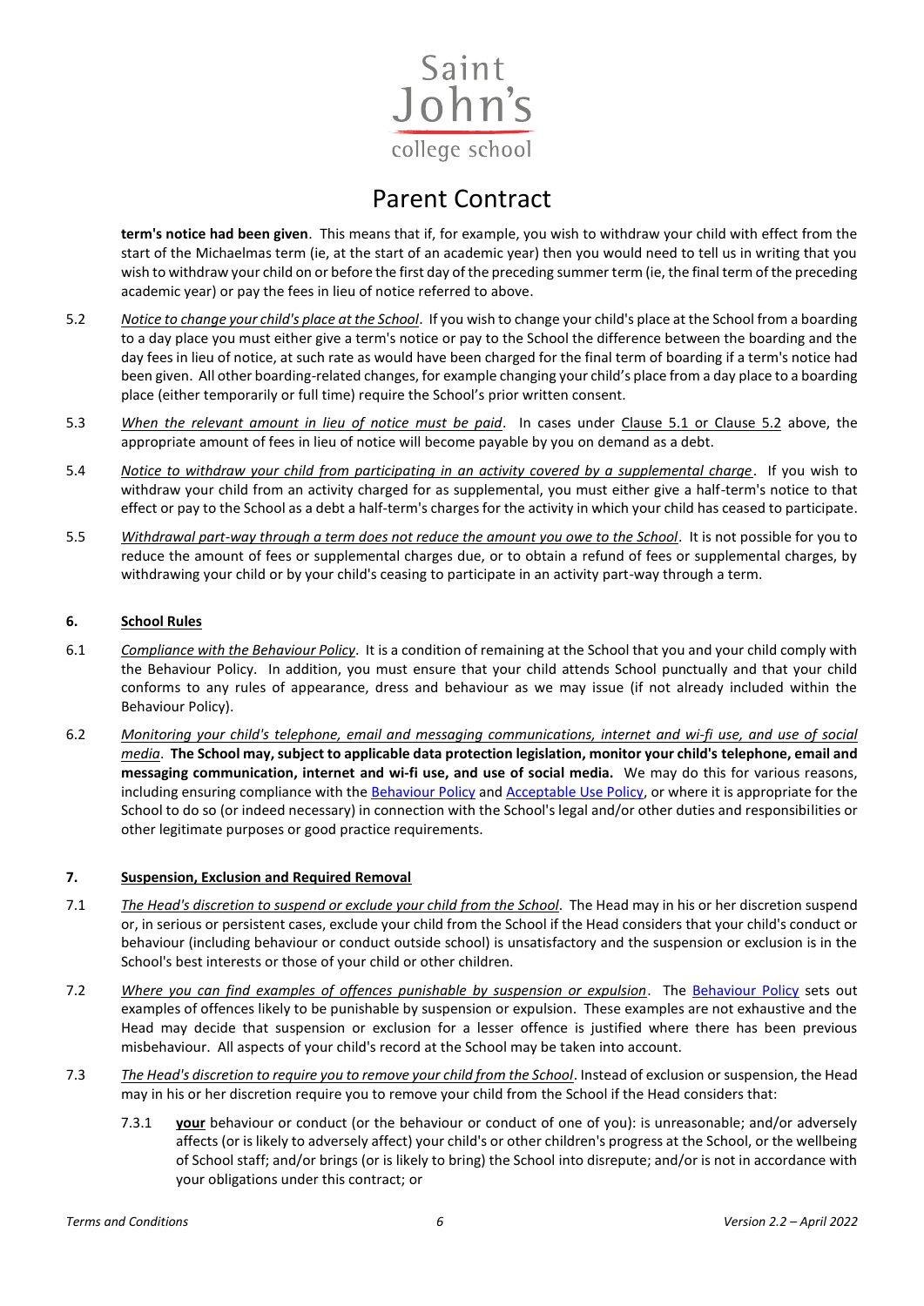**term's notice had been given**. This means that if, for example, you wish to withdraw your child with effect from the start of the Michaelmas term (ie, at the start of an academic year) then you would need to tell us in writing that you wish to withdraw your child on or before the first day of the preceding summer term (ie, the final term of the preceding academic year) or pay the fees in lieu of notice referred to above.

5.2 *Notice to change your child's place at the School*. If you wish to change your child's place at the School from a boarding to a day place you must either give a term's notice or pay to the School the difference between the boarding and the day fees in lieu of notice, at such rate as would have been charged for the final term of boarding if a term's notice had been given. All other boarding-related changes, for example changing your child's place from a day place to a boarding place (either temporarily or full time) require the School's prior written consent.

5.3 *When the relevant amount in lieu of notice must be paid*. In cases under Clause 5.1 or Clause 5.2 above, the appropriate amount of fees in lieu of notice will become payable by you on demand as a debt.

5.4 *Notice to withdraw your child from participating in an activity covered by a supplemental charge*. If you wish to withdraw your child from an activity charged for as supplemental, you must either give a half-term's notice to that effect or pay to the School as a debt a half-term's charges for the activity in which your child has ceased to participate.

5.5 *Withdrawal part-way through a term does not reduce the amount you owe to the School*. It is not possible for you to reduce the amount of fees or supplemental charges due, or to obtain a refund of fees or supplemental charges, by withdrawing your child or by your child's ceasing to participate in an activity part-way through a term.

## 6. School Rules

6.1 *Compliance with the Behaviour Policy*. It is a condition of remaining at the School that you and your child comply with the Behaviour Policy. In addition, you must ensure that your child attends School punctually and that your child conforms to any rules of appearance, dress and behaviour as we may issue (if not already included within the Behaviour Policy).

6.2 *Monitoring your child's telephone, email and messaging communications, internet and wi-fi use, and use of social media*. **The School may, subject to applicable data protection legislation, monitor your child's telephone, email and messaging communication, internet and wi-fi use, and use of social media.** We may do this for various reasons, including ensuring compliance with the Behaviour Policy and Acceptable Use Policy, or where it is appropriate for the School to do so (or indeed necessary) in connection with the School's legal and/or other duties and responsibilities or other legitimate purposes or good practice requirements.

## 7. Suspension, Exclusion and Required Removal

7.1 *The Head's discretion to suspend or exclude your child from the School*. The Head may in his or her discretion suspend or, in serious or persistent cases, exclude your child from the School if the Head considers that your child's conduct or behaviour (including behaviour or conduct outside school) is unsatisfactory and the suspension or exclusion is in the School's best interests or those of your child or other children.

7.2 *Where you can find examples of offences punishable by suspension or expulsion*. The Behaviour Policy sets out examples of offences likely to be punishable by suspension or expulsion. These examples are not exhaustive and the Head may decide that suspension or exclusion for a lesser offence is justified where there has been previous misbehaviour. All aspects of your child's record at the School may be taken into account.

7.3 *The Head's discretion to require you to remove your child from the School*. Instead of exclusion or suspension, the Head may in his or her discretion require you to remove your child from the School if the Head considers that:

7.3.1 **your** behaviour or conduct (or the behaviour or conduct of one of you): is unreasonable; and/or adversely affects (or is likely to adversely affect) your child's or other children's progress at the School, or the wellbeing of School staff; and/or brings (or is likely to bring) the School into disrepute; and/or is not in accordance with your obligations under this contract; or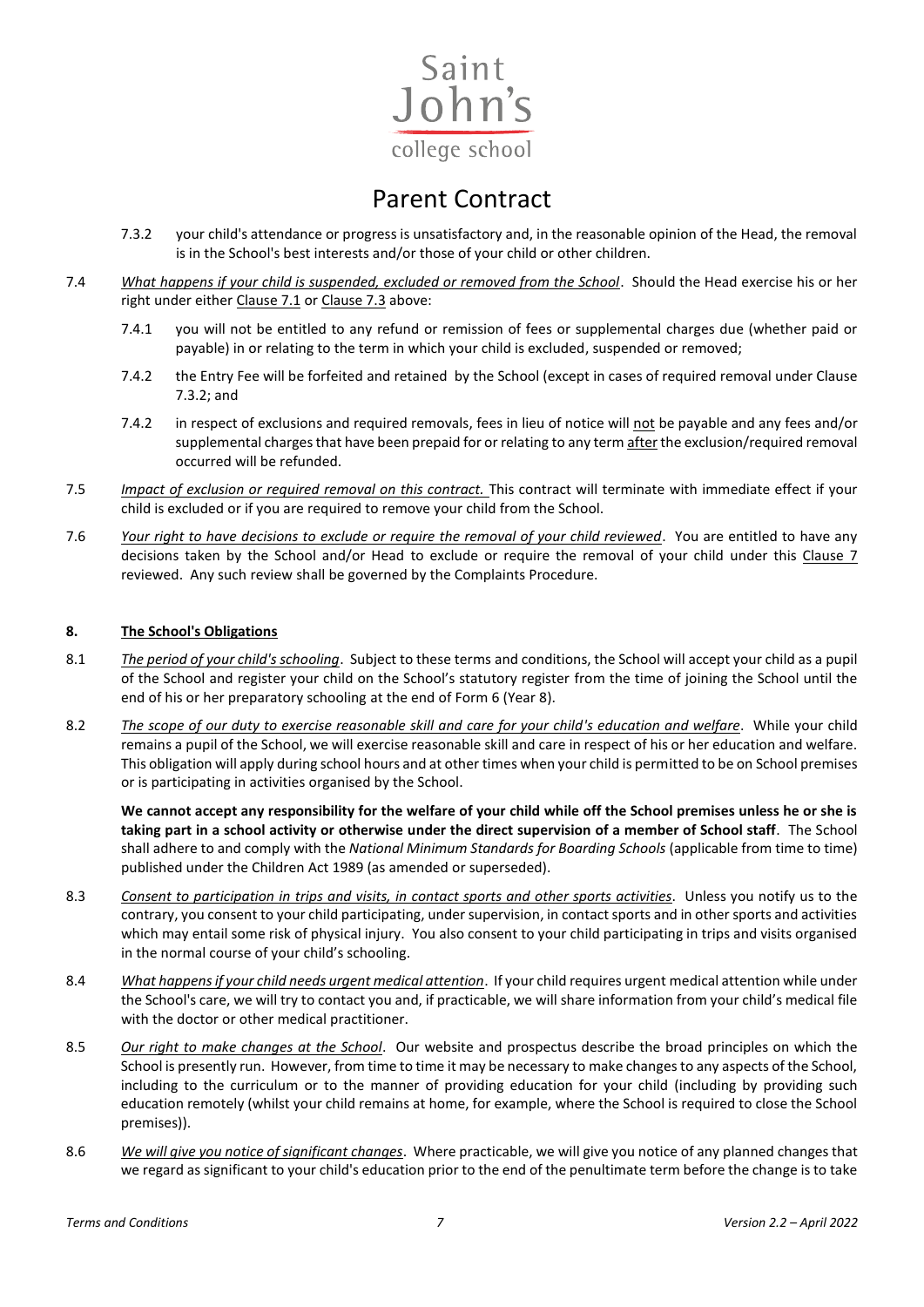# Parent Contract

7.3.2 your child's attendance or progress is unsatisfactory and, in the reasonable opinion of the Head, the removal is in the School's best interests and/or those of your child or other children.

7.4 *What happens if your child is suspended, excluded or removed from the School*. Should the Head exercise his or her right under either Clause 7.1 or Clause 7.3 above:

7.4.1 you will not be entitled to any refund or remission of fees or supplemental charges due (whether paid or payable) in or relating to the term in which your child is excluded, suspended or removed;

7.4.2 the Entry Fee will be forfeited and retained by the School (except in cases of required removal under Clause 7.3.2; and

7.4.2 in respect of exclusions and required removals, fees in lieu of notice will not be payable and any fees and/or supplemental charges that have been prepaid for or relating to any term after the exclusion/required removal occurred will be refunded.

7.5 *Impact of exclusion or required removal on this contract.* This contract will terminate with immediate effect if your child is excluded or if you are required to remove your child from the School.

7.6 *Your right to have decisions to exclude or require the removal of your child reviewed*. You are entitled to have any decisions taken by the School and/or Head to exclude or require the removal of your child under this Clause 7 reviewed. Any such review shall be governed by the Complaints Procedure.

**8. The School's Obligations**

8.1 *The period of your child's schooling*. Subject to these terms and conditions, the School will accept your child as a pupil of the School and register your child on the School's statutory register from the time of joining the School until the end of his or her preparatory schooling at the end of Form 6 (Year 8).

8.2 *The scope of our duty to exercise reasonable skill and care for your child's education and welfare*. While your child remains a pupil of the School, we will exercise reasonable skill and care in respect of his or her education and welfare. This obligation will apply during school hours and at other times when your child is permitted to be on School premises or is participating in activities organised by the School.

**We cannot accept any responsibility for the welfare of your child while off the School premises unless he or she is taking part in a school activity or otherwise under the direct supervision of a member of School staff**. The School shall adhere to and comply with the *National Minimum Standards for Boarding Schools* (applicable from time to time) published under the Children Act 1989 (as amended or superseded).

8.3 *Consent to participation in trips and visits, in contact sports and other sports activities*. Unless you notify us to the contrary, you consent to your child participating, under supervision, in contact sports and in other sports and activities which may entail some risk of physical injury. You also consent to your child participating in trips and visits organised in the normal course of your child's schooling.

8.4 *What happens if your child needs urgent medical attention*. If your child requires urgent medical attention while under the School's care, we will try to contact you and, if practicable, we will share information from your child's medical file with the doctor or other medical practitioner.

8.5 *Our right to make changes at the School*. Our website and prospectus describe the broad principles on which the School is presently run. However, from time to time it may be necessary to make changes to any aspects of the School, including to the curriculum or to the manner of providing education for your child (including by providing such education remotely (whilst your child remains at home, for example, where the School is required to close the School premises)).

8.6 *We will give you notice of significant changes*. Where practicable, we will give you notice of any planned changes that we regard as significant to your child's education prior to the end of the penultimate term before the change is to take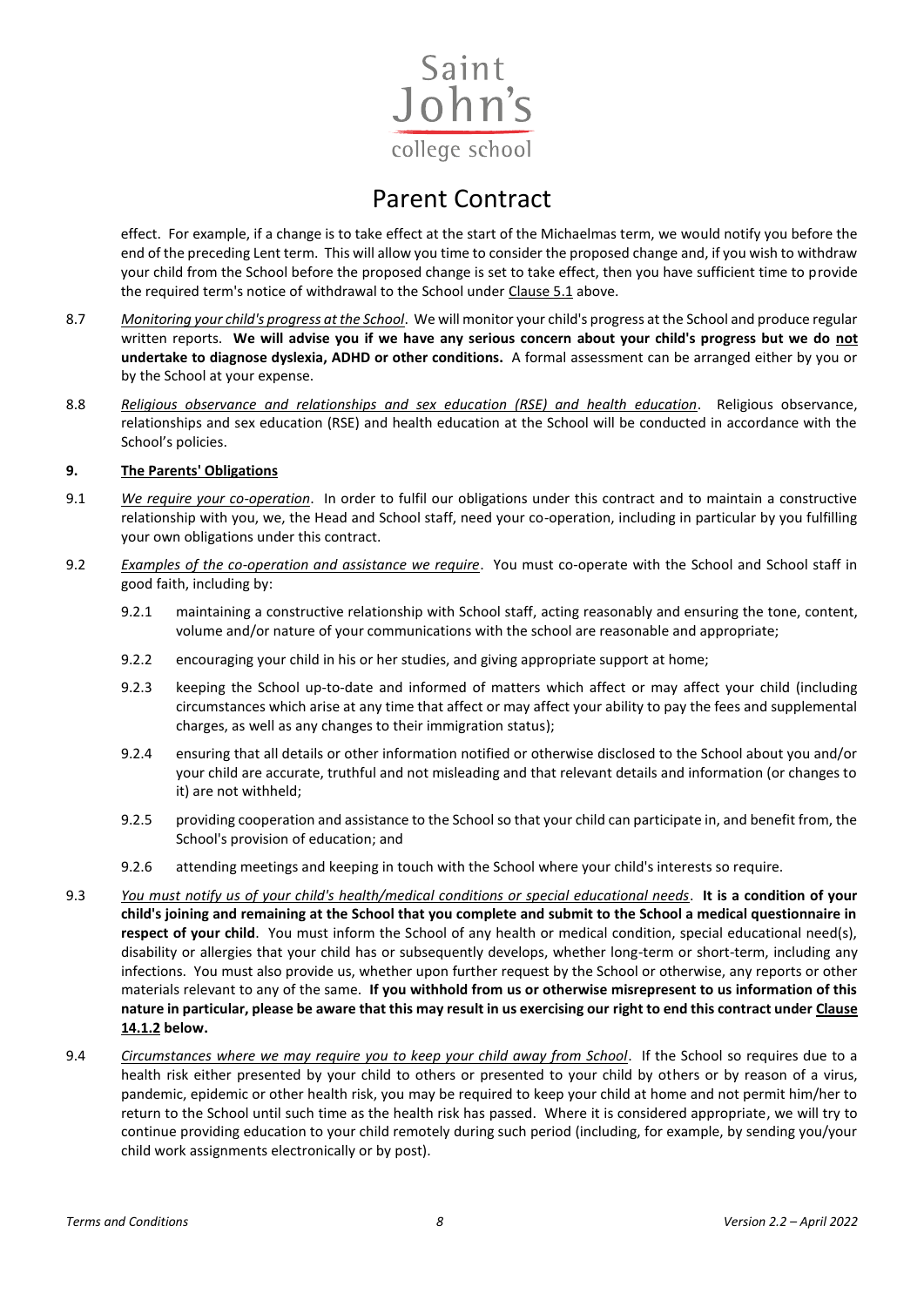effect. For example, if a change is to take effect at the start of the Michaelmas term, we would notify you before the end of the preceding Lent term. This will allow you time to consider the proposed change and, if you wish to withdraw your child from the School before the proposed change is set to take effect, then you have sufficient time to provide the required term's notice of withdrawal to the School under Clause 5.1 above.

8.7 *Monitoring your child's progress at the School*. We will monitor your child's progress at the School and produce regular written reports. **We will advise you if we have any serious concern about your child's progress but we do not undertake to diagnose dyslexia, ADHD or other conditions.** A formal assessment can be arranged either by you or by the School at your expense.

8.8 *Religious observance and relationships and sex education (RSE) and health education*. Religious observance, relationships and sex education (RSE) and health education at the School will be conducted in accordance with the School's policies.

### 9. The Parents' Obligations

9.1 *We require your co-operation*. In order to fulfil our obligations under this contract and to maintain a constructive relationship with you, we, the Head and School staff, need your co-operation, including in particular by you fulfilling your own obligations under this contract.

9.2 *Examples of the co-operation and assistance we require*. You must co-operate with the School and School staff in good faith, including by:

9.2.1 maintaining a constructive relationship with School staff, acting reasonably and ensuring the tone, content, volume and/or nature of your communications with the school are reasonable and appropriate;

9.2.2 encouraging your child in his or her studies, and giving appropriate support at home;

9.2.3 keeping the School up-to-date and informed of matters which affect or may affect your child (including circumstances which arise at any time that affect or may affect your ability to pay the fees and supplemental charges, as well as any changes to their immigration status);

9.2.4 ensuring that all details or other information notified or otherwise disclosed to the School about you and/or your child are accurate, truthful and not misleading and that relevant details and information (or changes to it) are not withheld;

9.2.5 providing cooperation and assistance to the School so that your child can participate in, and benefit from, the School's provision of education; and

9.2.6 attending meetings and keeping in touch with the School where your child's interests so require.

9.3 *You must notify us of your child's health/medical conditions or special educational needs*. **It is a condition of your child's joining and remaining at the School that you complete and submit to the School a medical questionnaire in respect of your child**. You must inform the School of any health or medical condition, special educational need(s), disability or allergies that your child has or subsequently develops, whether long-term or short-term, including any infections. You must also provide us, whether upon further request by the School or otherwise, any reports or other materials relevant to any of the same. **If you withhold from us or otherwise misrepresent to us information of this nature in particular, please be aware that this may result in us exercising our right to end this contract under Clause 14.1.2 below.**

9.4 *Circumstances where we may require you to keep your child away from School*. If the School so requires due to a health risk either presented by your child to others or presented to your child by others or by reason of a virus, pandemic, epidemic or other health risk, you may be required to keep your child at home and not permit him/her to return to the School until such time as the health risk has passed. Where it is considered appropriate, we will try to continue providing education to your child remotely during such period (including, for example, by sending you/your child work assignments electronically or by post).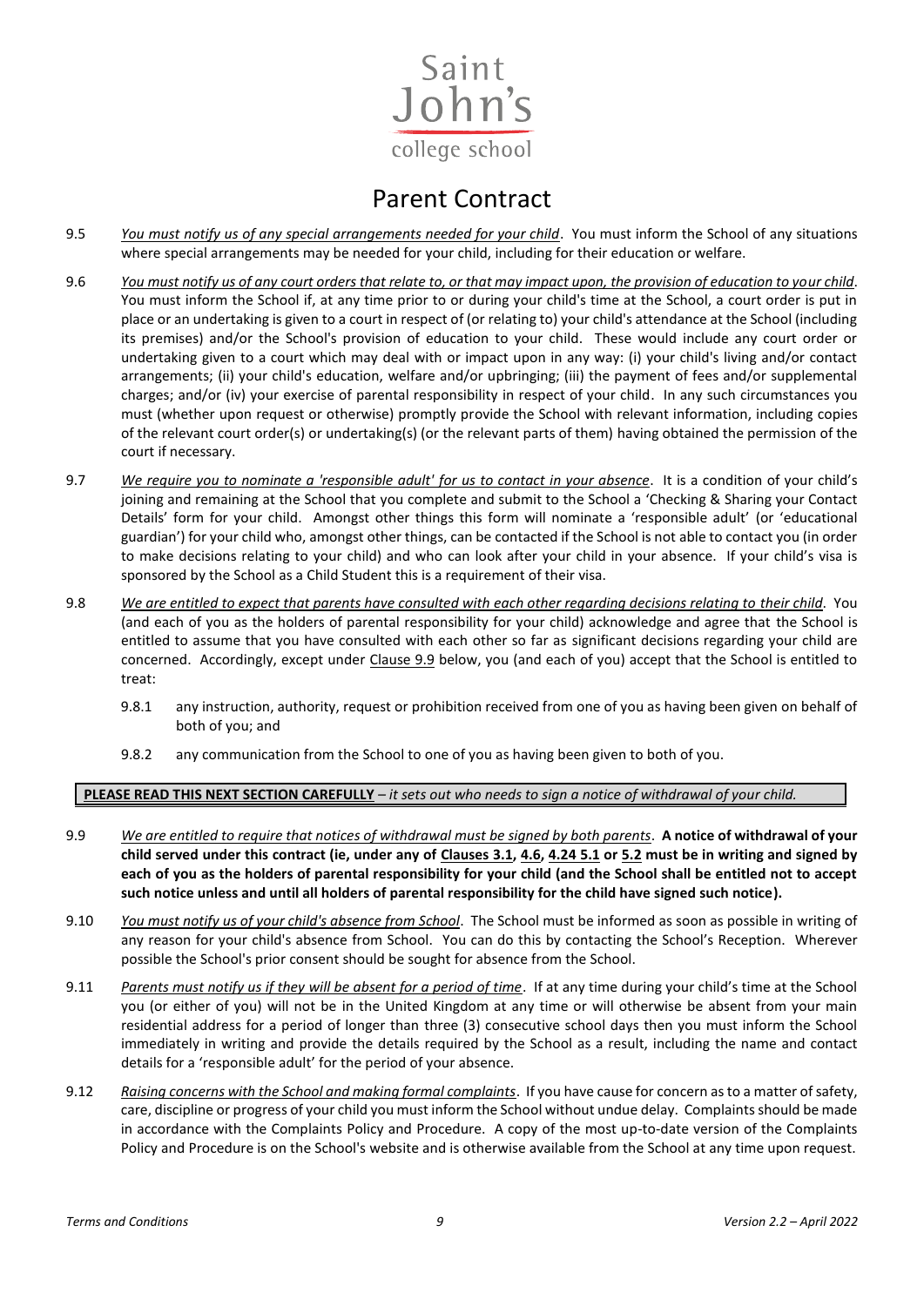# Parent Contract

9.5 *You must notify us of any special arrangements needed for your child*. You must inform the School of any situations where special arrangements may be needed for your child, including for their education or welfare.

9.6 *You must notify us of any court orders that relate to, or that may impact upon, the provision of education to your child*. You must inform the School if, at any time prior to or during your child's time at the School, a court order is put in place or an undertaking is given to a court in respect of (or relating to) your child's attendance at the School (including its premises) and/or the School's provision of education to your child. These would include any court order or undertaking given to a court which may deal with or impact upon in any way: (i) your child's living and/or contact arrangements; (ii) your child's education, welfare and/or upbringing; (iii) the payment of fees and/or supplemental charges; and/or (iv) your exercise of parental responsibility in respect of your child. In any such circumstances you must (whether upon request or otherwise) promptly provide the School with relevant information, including copies of the relevant court order(s) or undertaking(s) (or the relevant parts of them) having obtained the permission of the court if necessary.

9.7 *We require you to nominate a 'responsible adult' for us to contact in your absence*. It is a condition of your child's joining and remaining at the School that you complete and submit to the School a 'Checking & Sharing your Contact Details' form for your child. Amongst other things this form will nominate a 'responsible adult' (or 'educational guardian') for your child who, amongst other things, can be contacted if the School is not able to contact you (in order to make decisions relating to your child) and who can look after your child in your absence. If your child's visa is sponsored by the School as a Child Student this is a requirement of their visa.

9.8 *We are entitled to expect that parents have consulted with each other regarding decisions relating to their child*. You (and each of you as the holders of parental responsibility for your child) acknowledge and agree that the School is entitled to assume that you have consulted with each other so far as significant decisions regarding your child are concerned. Accordingly, except under Clause 9.9 below, you (and each of you) accept that the School is entitled to treat:

9.8.1 any instruction, authority, request or prohibition received from one of you as having been given on behalf of both of you; and

9.8.2 any communication from the School to one of you as having been given to both of you.

**PLEASE READ THIS NEXT SECTION CAREFULLY** – *it sets out who needs to sign a notice of withdrawal of your child.*

9.9 *We are entitled to require that notices of withdrawal must be signed by both parents*. **A notice of withdrawal of your child served under this contract (ie, under any of Clauses 3.1, 4.6, 4.24 5.1 or 5.2 must be in writing and signed by each of you as the holders of parental responsibility for your child (and the School shall be entitled not to accept such notice unless and until all holders of parental responsibility for the child have signed such notice).**

9.10 *You must notify us of your child's absence from School*. The School must be informed as soon as possible in writing of any reason for your child's absence from School. You can do this by contacting the School's Reception. Wherever possible the School's prior consent should be sought for absence from the School.

9.11 *Parents must notify us if they will be absent for a period of time*. If at any time during your child's time at the School you (or either of you) will not be in the United Kingdom at any time or will otherwise be absent from your main residential address for a period of longer than three (3) consecutive school days then you must inform the School immediately in writing and provide the details required by the School as a result, including the name and contact details for a 'responsible adult' for the period of your absence.

9.12 *Raising concerns with the School and making formal complaints*. If you have cause for concern as to a matter of safety, care, discipline or progress of your child you must inform the School without undue delay. Complaints should be made in accordance with the Complaints Policy and Procedure. A copy of the most up-to-date version of the Complaints Policy and Procedure is on the School's website and is otherwise available from the School at any time upon request.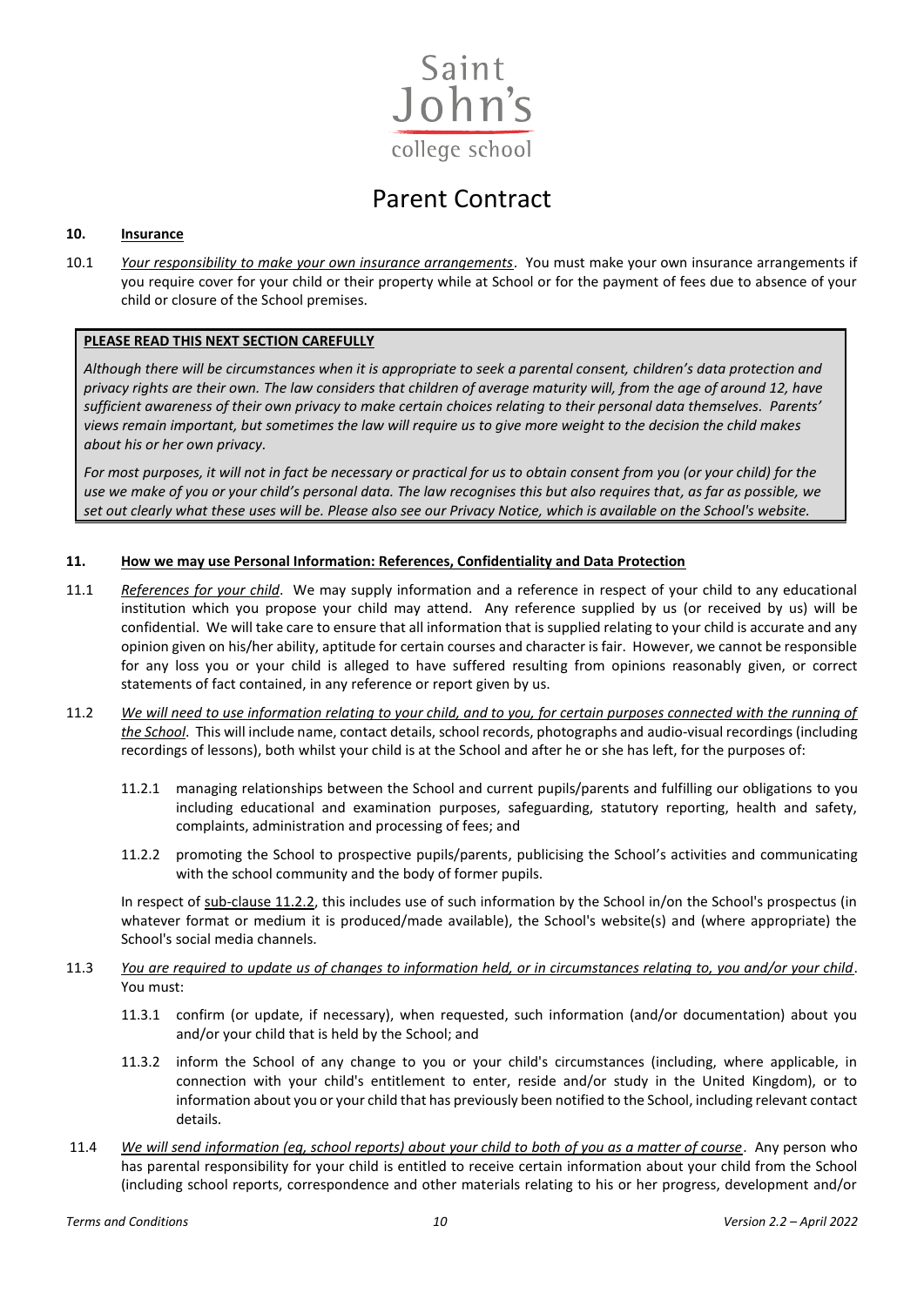# Parent Contract

## 10. Insurance

10.1 *Your responsibility to make your own insurance arrangements*. You must make your own insurance arrangements if you require cover for your child or their property while at School or for the payment of fees due to absence of your child or closure of the School premises.

**PLEASE READ THIS NEXT SECTION CAREFULLY**

*Although there will be circumstances when it is appropriate to seek a parental consent, children's data protection and privacy rights are their own. The law considers that children of average maturity will, from the age of around 12, have sufficient awareness of their own privacy to make certain choices relating to their personal data themselves. Parents' views remain important, but sometimes the law will require us to give more weight to the decision the child makes about his or her own privacy.*

*For most purposes, it will not in fact be necessary or practical for us to obtain consent from you (or your child) for the use we make of you or your child's personal data. The law recognises this but also requires that, as far as possible, we set out clearly what these uses will be. Please also see our Privacy Notice, which is available on the School's website.*

## 11. How we may use Personal Information: References, Confidentiality and Data Protection

11.1 *References for your child*. We may supply information and a reference in respect of your child to any educational institution which you propose your child may attend. Any reference supplied by us (or received by us) will be confidential. We will take care to ensure that all information that is supplied relating to your child is accurate and any opinion given on his/her ability, aptitude for certain courses and character is fair. However, we cannot be responsible for any loss you or your child is alleged to have suffered resulting from opinions reasonably given, or correct statements of fact contained, in any reference or report given by us.

11.2 *We will need to use information relating to your child, and to you, for certain purposes connected with the running of the School*. This will include name, contact details, school records, photographs and audio-visual recordings (including recordings of lessons), both whilst your child is at the School and after he or she has left, for the purposes of:

11.2.1 managing relationships between the School and current pupils/parents and fulfilling our obligations to you including educational and examination purposes, safeguarding, statutory reporting, health and safety, complaints, administration and processing of fees; and

11.2.2 promoting the School to prospective pupils/parents, publicising the School's activities and communicating with the school community and the body of former pupils.

In respect of sub-clause 11.2.2, this includes use of such information by the School in/on the School's prospectus (in whatever format or medium it is produced/made available), the School's website(s) and (where appropriate) the School's social media channels.

11.3 *You are required to update us of changes to information held, or in circumstances relating to, you and/or your child*. You must:

11.3.1 confirm (or update, if necessary), when requested, such information (and/or documentation) about you and/or your child that is held by the School; and

11.3.2 inform the School of any change to you or your child's circumstances (including, where applicable, in connection with your child's entitlement to enter, reside and/or study in the United Kingdom), or to information about you or your child that has previously been notified to the School, including relevant contact details.

11.4 *We will send information (eg, school reports) about your child to both of you as a matter of course*. Any person who has parental responsibility for your child is entitled to receive certain information about your child from the School (including school reports, correspondence and other materials relating to his or her progress, development and/or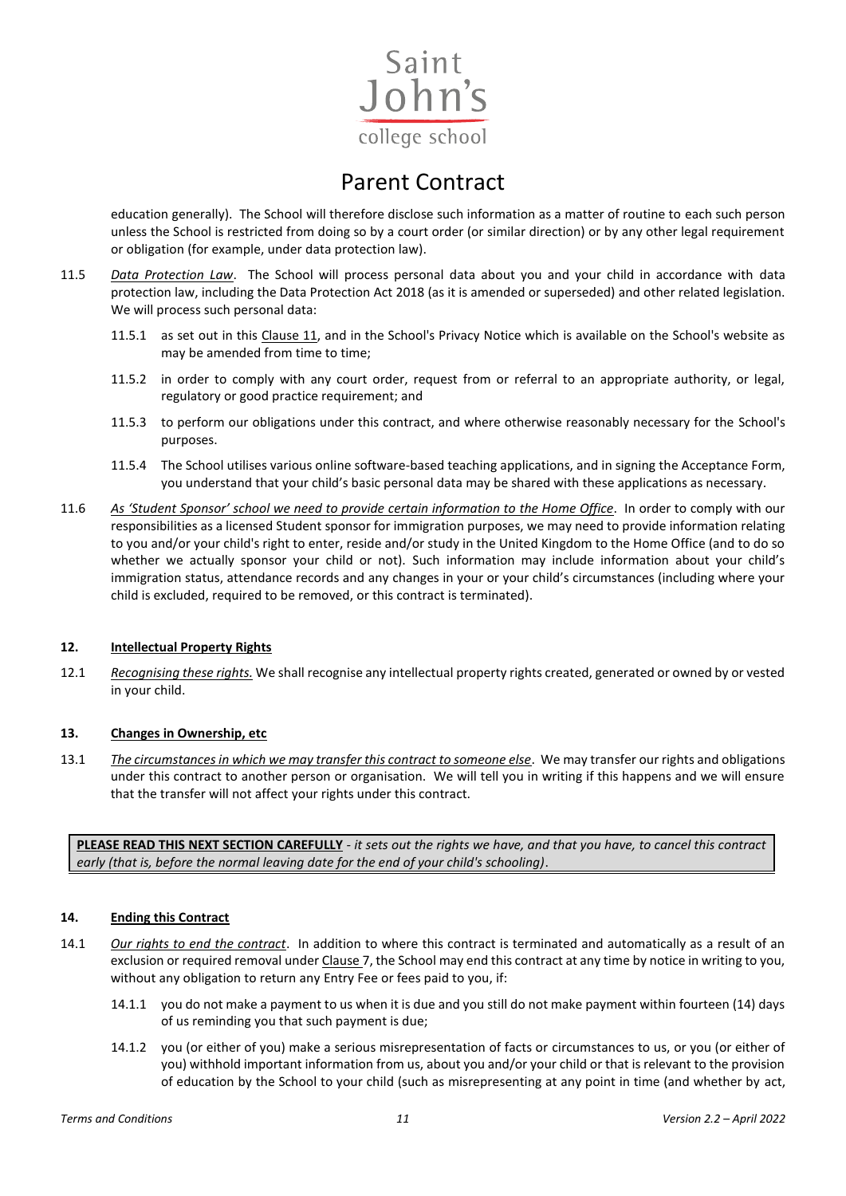education generally). The School will therefore disclose such information as a matter of routine to each such person unless the School is restricted from doing so by a court order (or similar direction) or by any other legal requirement or obligation (for example, under data protection law).

11.5 *Data Protection Law*. The School will process personal data about you and your child in accordance with data protection law, including the Data Protection Act 2018 (as it is amended or superseded) and other related legislation. We will process such personal data:

11.5.1 as set out in this Clause 11, and in the School's Privacy Notice which is available on the School's website as may be amended from time to time;

11.5.2 in order to comply with any court order, request from or referral to an appropriate authority, or legal, regulatory or good practice requirement; and

11.5.3 to perform our obligations under this contract, and where otherwise reasonably necessary for the School's purposes.

11.5.4 The School utilises various online software-based teaching applications, and in signing the Acceptance Form, you understand that your child's basic personal data may be shared with these applications as necessary.

11.6 *As 'Student Sponsor' school we need to provide certain information to the Home Office*. In order to comply with our responsibilities as a licensed Student sponsor for immigration purposes, we may need to provide information relating to you and/or your child's right to enter, reside and/or study in the United Kingdom to the Home Office (and to do so whether we actually sponsor your child or not). Such information may include information about your child's immigration status, attendance records and any changes in your or your child's circumstances (including where your child is excluded, required to be removed, or this contract is terminated).

## 12. Intellectual Property Rights

12.1 *Recognising these rights.* We shall recognise any intellectual property rights created, generated or owned by or vested in your child.

## 13. Changes in Ownership, etc

13.1 *The circumstances in which we may transfer this contract to someone else*. We may transfer our rights and obligations under this contract to another person or organisation. We will tell you in writing if this happens and we will ensure that the transfer will not affect your rights under this contract.

**PLEASE READ THIS NEXT SECTION CAREFULLY** - *it sets out the rights we have, and that you have, to cancel this contract early (that is, before the normal leaving date for the end of your child's schooling)*.

## 14. Ending this Contract

14.1 *Our rights to end the contract*. In addition to where this contract is terminated and automatically as a result of an exclusion or required removal under Clause 7, the School may end this contract at any time by notice in writing to you, without any obligation to return any Entry Fee or fees paid to you, if:

14.1.1 you do not make a payment to us when it is due and you still do not make payment within fourteen (14) days of us reminding you that such payment is due;

14.1.2 you (or either of you) make a serious misrepresentation of facts or circumstances to us, or you (or either of you) withhold important information from us, about you and/or your child or that is relevant to the provision of education by the School to your child (such as misrepresenting at any point in time (and whether by act,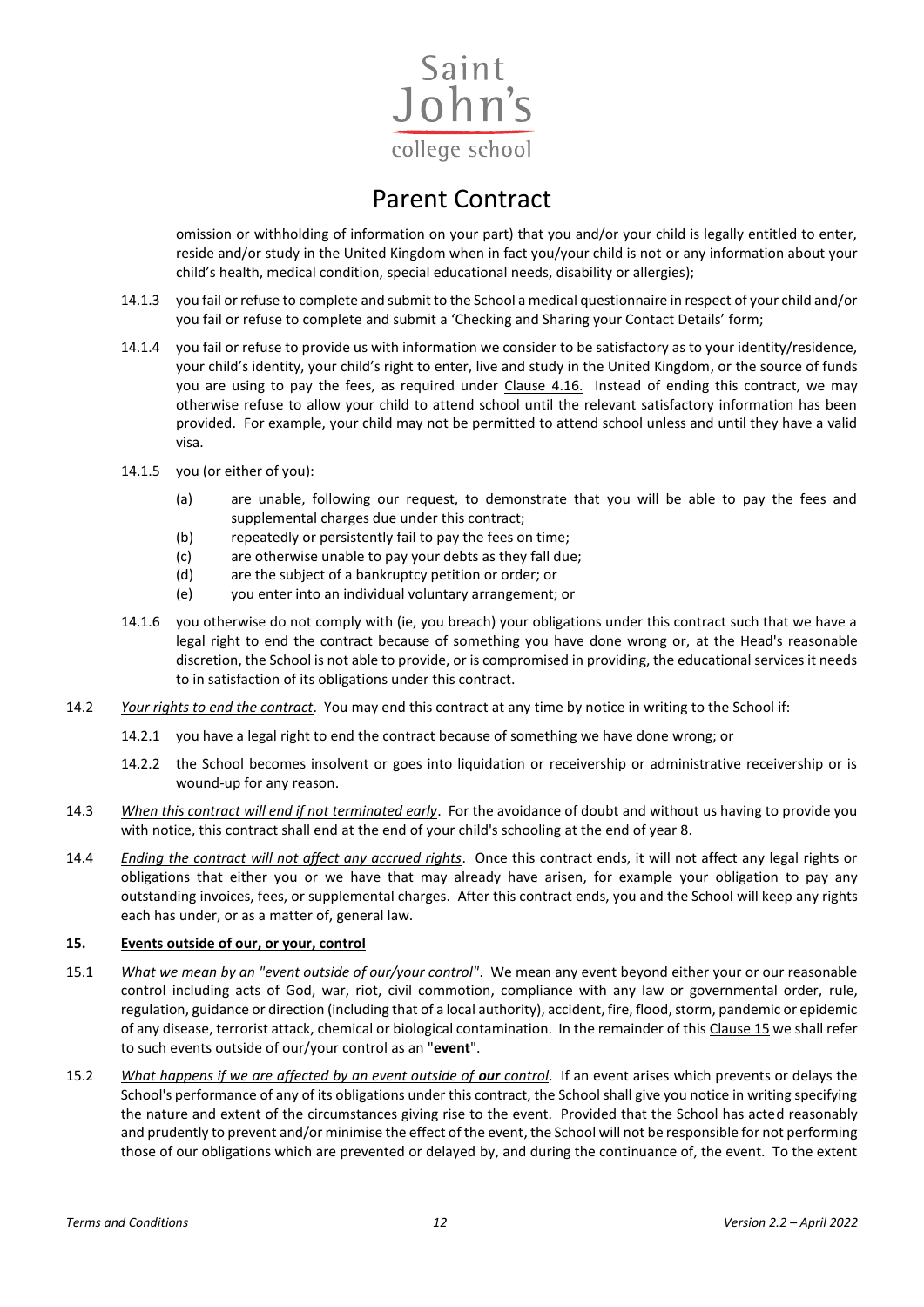omission or withholding of information on your part) that you and/or your child is legally entitled to enter, reside and/or study in the United Kingdom when in fact you/your child is not or any information about your child's health, medical condition, special educational needs, disability or allergies);

14.1.3 you fail or refuse to complete and submit to the School a medical questionnaire in respect of your child and/or you fail or refuse to complete and submit a 'Checking and Sharing your Contact Details' form;

14.1.4 you fail or refuse to provide us with information we consider to be satisfactory as to your identity/residence, your child's identity, your child's right to enter, live and study in the United Kingdom, or the source of funds you are using to pay the fees, as required under Clause 4.16. Instead of ending this contract, we may otherwise refuse to allow your child to attend school until the relevant satisfactory information has been provided. For example, your child may not be permitted to attend school unless and until they have a valid visa.

14.1.5 you (or either of you):

(a) are unable, following our request, to demonstrate that you will be able to pay the fees and supplemental charges due under this contract;

(b) repeatedly or persistently fail to pay the fees on time;

(c) are otherwise unable to pay your debts as they fall due;

(d) are the subject of a bankruptcy petition or order; or

(e) you enter into an individual voluntary arrangement; or

14.1.6 you otherwise do not comply with (ie, you breach) your obligations under this contract such that we have a legal right to end the contract because of something you have done wrong or, at the Head's reasonable discretion, the School is not able to provide, or is compromised in providing, the educational services it needs to in satisfaction of its obligations under this contract.

14.2 *Your rights to end the contract*. You may end this contract at any time by notice in writing to the School if:

14.2.1 you have a legal right to end the contract because of something we have done wrong; or

14.2.2 the School becomes insolvent or goes into liquidation or receivership or administrative receivership or is wound-up for any reason.

14.3 *When this contract will end if not terminated early*. For the avoidance of doubt and without us having to provide you with notice, this contract shall end at the end of your child's schooling at the end of year 8.

14.4 *Ending the contract will not affect any accrued rights*. Once this contract ends, it will not affect any legal rights or obligations that either you or we have that may already have arisen, for example your obligation to pay any outstanding invoices, fees, or supplemental charges. After this contract ends, you and the School will keep any rights each has under, or as a matter of, general law.

## 15. Events outside of our, or your, control

15.1 *What we mean by an "event outside of our/your control"*. We mean any event beyond either your or our reasonable control including acts of God, war, riot, civil commotion, compliance with any law or governmental order, rule, regulation, guidance or direction (including that of a local authority), accident, fire, flood, storm, pandemic or epidemic of any disease, terrorist attack, chemical or biological contamination. In the remainder of this Clause 15 we shall refer to such events outside of our/your control as an "**event**".

15.2 *What happens if we are affected by an event outside of **our** control*. If an event arises which prevents or delays the School's performance of any of its obligations under this contract, the School shall give you notice in writing specifying the nature and extent of the circumstances giving rise to the event. Provided that the School has acted reasonably and prudently to prevent and/or minimise the effect of the event, the School will not be responsible for not performing those of our obligations which are prevented or delayed by, and during the continuance of, the event. To the extent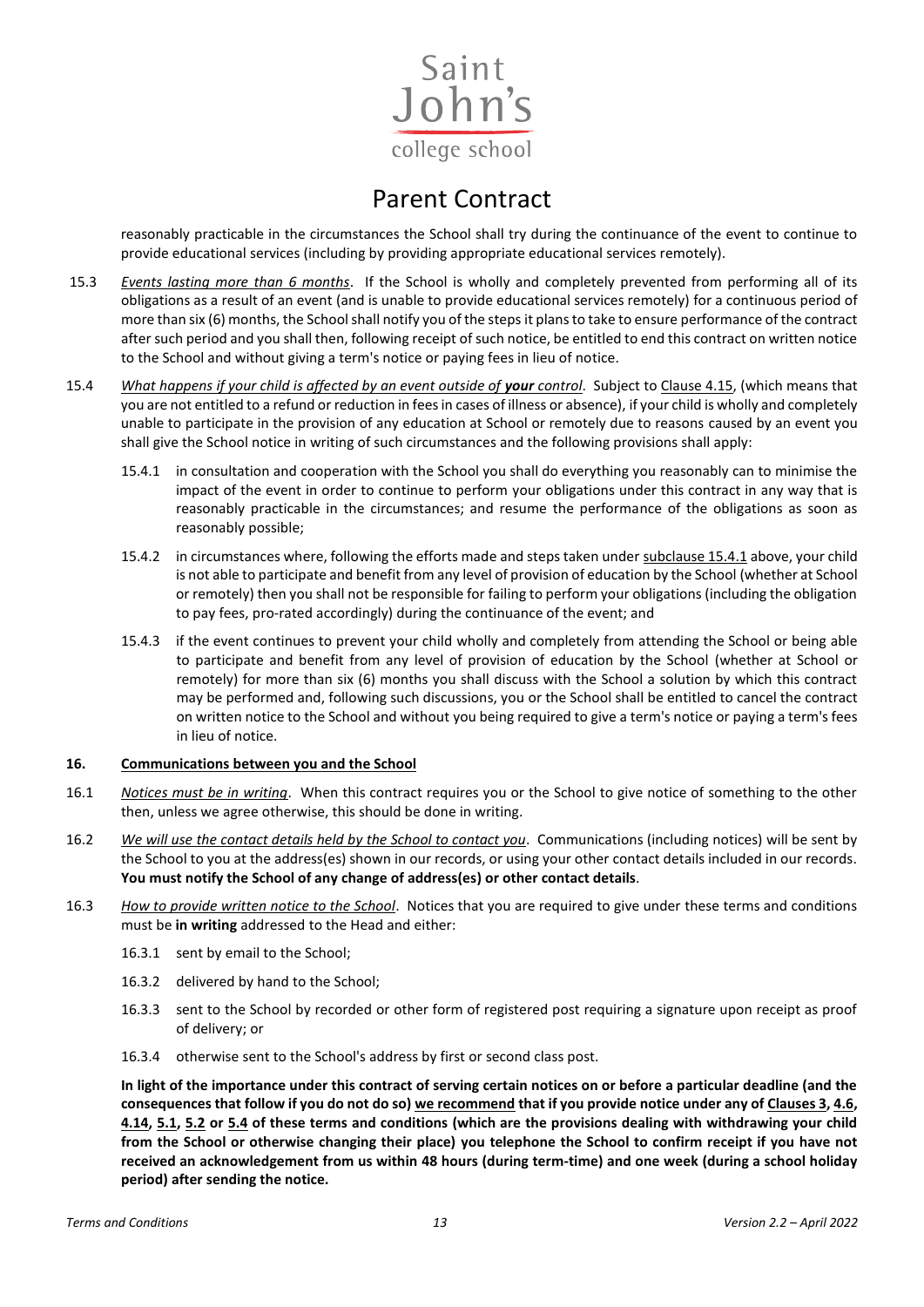reasonably practicable in the circumstances the School shall try during the continuance of the event to continue to provide educational services (including by providing appropriate educational services remotely).

15.3 *Events lasting more than 6 months*. If the School is wholly and completely prevented from performing all of its obligations as a result of an event (and is unable to provide educational services remotely) for a continuous period of more than six (6) months, the School shall notify you of the steps it plans to take to ensure performance of the contract after such period and you shall then, following receipt of such notice, be entitled to end this contract on written notice to the School and without giving a term's notice or paying fees in lieu of notice.

15.4 *What happens if your child is affected by an event outside of **your** control*. Subject to Clause 4.15, (which means that you are not entitled to a refund or reduction in fees in cases of illness or absence), if your child is wholly and completely unable to participate in the provision of any education at School or remotely due to reasons caused by an event you shall give the School notice in writing of such circumstances and the following provisions shall apply:

15.4.1 in consultation and cooperation with the School you shall do everything you reasonably can to minimise the impact of the event in order to continue to perform your obligations under this contract in any way that is reasonably practicable in the circumstances; and resume the performance of the obligations as soon as reasonably possible;

15.4.2 in circumstances where, following the efforts made and steps taken under subclause 15.4.1 above, your child is not able to participate and benefit from any level of provision of education by the School (whether at School or remotely) then you shall not be responsible for failing to perform your obligations (including the obligation to pay fees, pro-rated accordingly) during the continuance of the event; and

15.4.3 if the event continues to prevent your child wholly and completely from attending the School or being able to participate and benefit from any level of provision of education by the School (whether at School or remotely) for more than six (6) months you shall discuss with the School a solution by which this contract may be performed and, following such discussions, you or the School shall be entitled to cancel the contract on written notice to the School and without you being required to give a term's notice or paying a term's fees in lieu of notice.

## 16. Communications between you and the School

16.1 *Notices must be in writing*. When this contract requires you or the School to give notice of something to the other then, unless we agree otherwise, this should be done in writing.

16.2 *We will use the contact details held by the School to contact you*. Communications (including notices) will be sent by the School to you at the address(es) shown in our records, or using your other contact details included in our records. **You must notify the School of any change of address(es) or other contact details**.

16.3 *How to provide written notice to the School*. Notices that you are required to give under these terms and conditions must be **in writing** addressed to the Head and either:

16.3.1 sent by email to the School;

16.3.2 delivered by hand to the School;

16.3.3 sent to the School by recorded or other form of registered post requiring a signature upon receipt as proof of delivery; or

16.3.4 otherwise sent to the School's address by first or second class post.

**In light of the importance under this contract of serving certain notices on or before a particular deadline (and the consequences that follow if you do not do so) we recommend that if you provide notice under any of Clauses 3, 4.6, 4.14, 5.1, 5.2 or 5.4 of these terms and conditions (which are the provisions dealing with withdrawing your child from the School or otherwise changing their place) you telephone the School to confirm receipt if you have not received an acknowledgement from us within 48 hours (during term-time) and one week (during a school holiday period) after sending the notice.**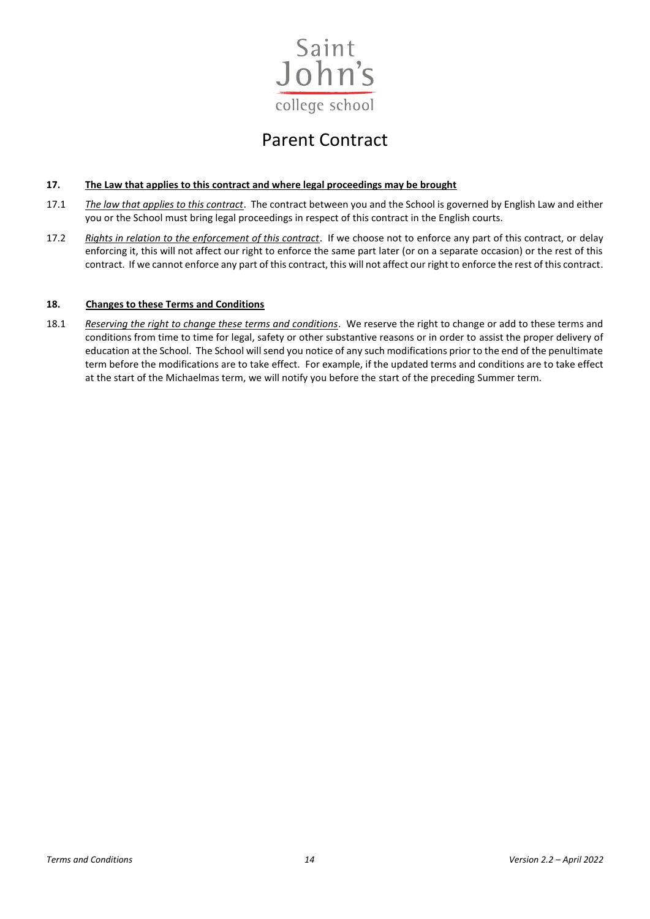# Parent Contract

**17. The Law that applies to this contract and where legal proceedings may be brought**

17.1 *The law that applies to this contract*. The contract between you and the School is governed by English Law and either you or the School must bring legal proceedings in respect of this contract in the English courts.

17.2 *Rights in relation to the enforcement of this contract*. If we choose not to enforce any part of this contract, or delay enforcing it, this will not affect our right to enforce the same part later (or on a separate occasion) or the rest of this contract. If we cannot enforce any part of this contract, this will not affect our right to enforce the rest of this contract.

**18. Changes to these Terms and Conditions**

18.1 *Reserving the right to change these terms and conditions*. We reserve the right to change or add to these terms and conditions from time to time for legal, safety or other substantive reasons or in order to assist the proper delivery of education at the School. The School will send you notice of any such modifications prior to the end of the penultimate term before the modifications are to take effect. For example, if the updated terms and conditions are to take effect at the start of the Michaelmas term, we will notify you before the start of the preceding Summer term.